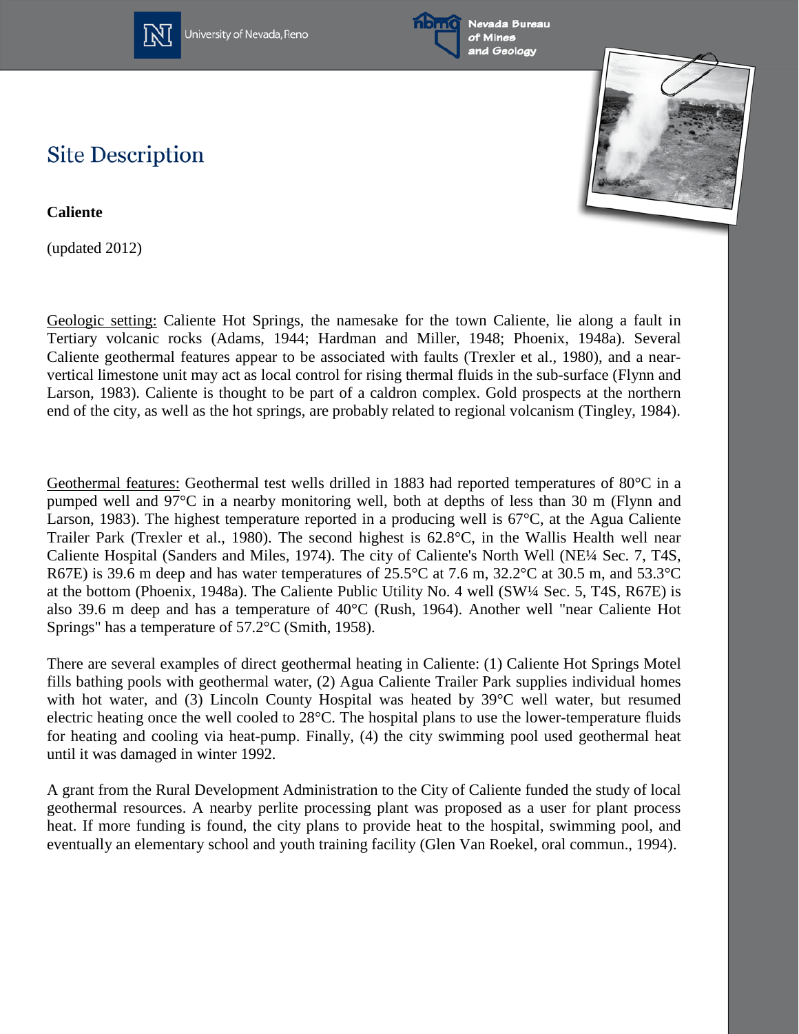# Site Description

**Caliente**

(updated 2012)

Geologic setting: Caliente Hot Springs, the namesake for the town Caliente, lie along a fault in Tertiary volcanic rocks (Adams, 1944; Hardman and Miller, 1948; Phoenix, 1948a). Several Caliente geothermal features appear to be associated with faults (Trexler et al., 1980), and a near-vertical limestone unit may act as local control for rising thermal fluids in the sub-surface (Flynn and Larson, 1983). Caliente is thought to be part of a caldron complex. Gold prospects at the northern end of the city, as well as the hot springs, are probably related to regional volcanism (Tingley, 1984).

Geothermal features: Geothermal test wells drilled in 1883 had reported temperatures of 80°C in a pumped well and 97°C in a nearby monitoring well, both at depths of less than 30 m (Flynn and Larson, 1983). The highest temperature reported in a producing well is 67°C, at the Agua Caliente Trailer Park (Trexler et al., 1980). The second highest is 62.8°C, in the Wallis Health well near Caliente Hospital (Sanders and Miles, 1974). The city of Caliente's North Well (NE¼ Sec. 7, T4S, R67E) is 39.6 m deep and has water temperatures of 25.5°C at 7.6 m, 32.2°C at 30.5 m, and 53.3°C at the bottom (Phoenix, 1948a). The Caliente Public Utility No. 4 well (SW¼ Sec. 5, T4S, R67E) is also 39.6 m deep and has a temperature of 40°C (Rush, 1964). Another well "near Caliente Hot Springs" has a temperature of 57.2°C (Smith, 1958).

There are several examples of direct geothermal heating in Caliente: (1) Caliente Hot Springs Motel fills bathing pools with geothermal water, (2) Agua Caliente Trailer Park supplies individual homes with hot water, and (3) Lincoln County Hospital was heated by 39°C well water, but resumed electric heating once the well cooled to 28°C. The hospital plans to use the lower-temperature fluids for heating and cooling via heat-pump. Finally, (4) the city swimming pool used geothermal heat until it was damaged in winter 1992.

A grant from the Rural Development Administration to the City of Caliente funded the study of local geothermal resources. A nearby perlite processing plant was proposed as a user for plant process heat. If more funding is found, the city plans to provide heat to the hospital, swimming pool, and eventually an elementary school and youth training facility (Glen Van Roekel, oral commun., 1994).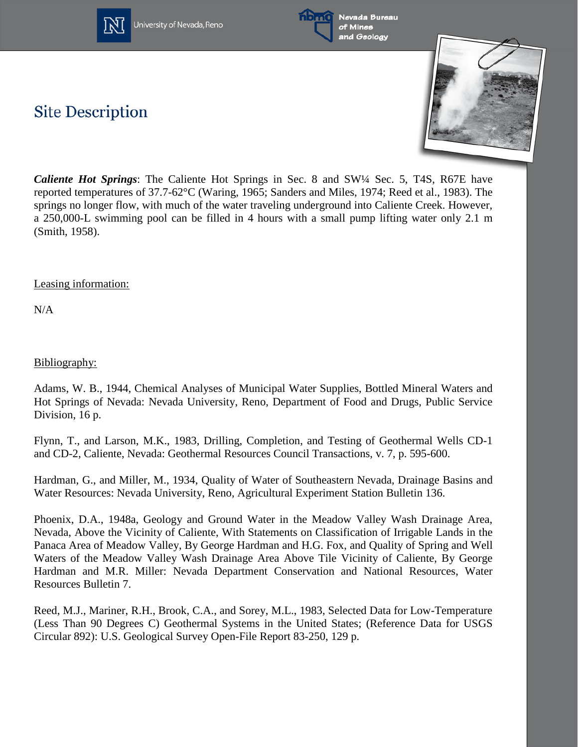# Site Description

***Caliente Hot Springs***: The Caliente Hot Springs in Sec. 8 and SW¼ Sec. 5, T4S, R67E have reported temperatures of 37.7-62°C (Waring, 1965; Sanders and Miles, 1974; Reed et al., 1983). The springs no longer flow, with much of the water traveling underground into Caliente Creek. However, a 250,000-L swimming pool can be filled in 4 hours with a small pump lifting water only 2.1 m (Smith, 1958).

Leasing information:

N/A

Bibliography:

Adams, W. B., 1944, Chemical Analyses of Municipal Water Supplies, Bottled Mineral Waters and Hot Springs of Nevada: Nevada University, Reno, Department of Food and Drugs, Public Service Division, 16 p.

Flynn, T., and Larson, M.K., 1983, Drilling, Completion, and Testing of Geothermal Wells CD-1 and CD-2, Caliente, Nevada: Geothermal Resources Council Transactions, v. 7, p. 595-600.

Hardman, G., and Miller, M., 1934, Quality of Water of Southeastern Nevada, Drainage Basins and Water Resources: Nevada University, Reno, Agricultural Experiment Station Bulletin 136.

Phoenix, D.A., 1948a, Geology and Ground Water in the Meadow Valley Wash Drainage Area, Nevada, Above the Vicinity of Caliente, With Statements on Classification of Irrigable Lands in the Panaca Area of Meadow Valley, By George Hardman and H.G. Fox, and Quality of Spring and Well Waters of the Meadow Valley Wash Drainage Area Above Tile Vicinity of Caliente, By George Hardman and M.R. Miller: Nevada Department Conservation and National Resources, Water Resources Bulletin 7.

Reed, M.J., Mariner, R.H., Brook, C.A., and Sorey, M.L., 1983, Selected Data for Low-Temperature (Less Than 90 Degrees C) Geothermal Systems in the United States; (Reference Data for USGS Circular 892): U.S. Geological Survey Open-File Report 83-250, 129 p.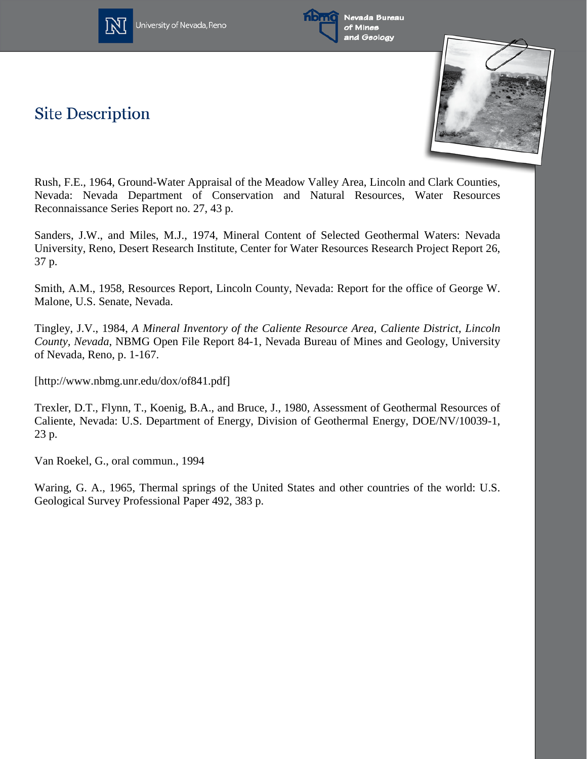# Site Description

Rush, F.E., 1964, Ground-Water Appraisal of the Meadow Valley Area, Lincoln and Clark Counties, Nevada: Nevada Department of Conservation and Natural Resources, Water Resources Reconnaissance Series Report no. 27, 43 p.

Sanders, J.W., and Miles, M.J., 1974, Mineral Content of Selected Geothermal Waters: Nevada University, Reno, Desert Research Institute, Center for Water Resources Research Project Report 26, 37 p.

Smith, A.M., 1958, Resources Report, Lincoln County, Nevada: Report for the office of George W. Malone, U.S. Senate, Nevada.

Tingley, J.V., 1984, *A Mineral Inventory of the Caliente Resource Area, Caliente District, Lincoln County, Nevada*, NBMG Open File Report 84-1, Nevada Bureau of Mines and Geology, University of Nevada, Reno, p. 1-167.

[http://www.nbmg.unr.edu/dox/of841.pdf]

Trexler, D.T., Flynn, T., Koenig, B.A., and Bruce, J., 1980, Assessment of Geothermal Resources of Caliente, Nevada: U.S. Department of Energy, Division of Geothermal Energy, DOE/NV/10039-1, 23 p.

Van Roekel, G., oral commun., 1994

Waring, G. A., 1965, Thermal springs of the United States and other countries of the world: U.S. Geological Survey Professional Paper 492, 383 p.